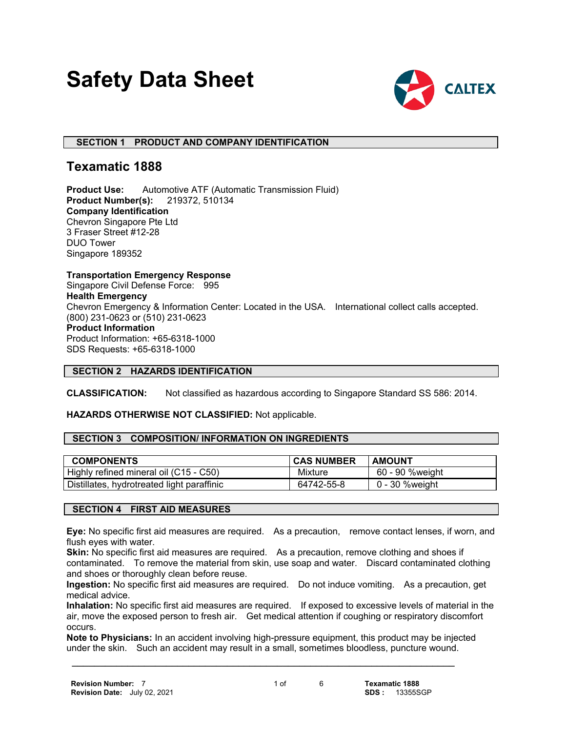# Safety Data Sheet

CALTEX

## SECTION 1 PRODUCT AND COMPANY IDENTIFICATION

### Texamatic 1888

**Product Use:** Automotive ATF (Automatic Transmission Fluid)
**Product Number(s):** 219372, 510134
**Company Identification**
Chevron Singapore Pte Ltd
3 Fraser Street #12-28
DUO Tower
Singapore 189352

**Transportation Emergency Response**
Singapore Civil Defense Force: 995
**Health Emergency**
Chevron Emergency & Information Center: Located in the USA. International collect calls accepted. (800) 231-0623 or (510) 231-0623
**Product Information**
Product Information: +65-6318-1000
SDS Requests: +65-6318-1000

## SECTION 2 HAZARDS IDENTIFICATION

**CLASSIFICATION:** Not classified as hazardous according to Singapore Standard SS 586: 2014.

**HAZARDS OTHERWISE NOT CLASSIFIED:** Not applicable.

## SECTION 3 COMPOSITION/ INFORMATION ON INGREDIENTS

| COMPONENTS | CAS NUMBER | AMOUNT |
|---|---|---|
| Highly refined mineral oil (C15 - C50) | Mixture | 60 - 90 %weight |
| Distillates, hydrotreated light paraffinic | 64742-55-8 | 0 - 30 %weight |

## SECTION 4 FIRST AID MEASURES

**Eye:** No specific first aid measures are required. As a precaution, remove contact lenses, if worn, and flush eyes with water.
**Skin:** No specific first aid measures are required. As a precaution, remove clothing and shoes if contaminated. To remove the material from skin, use soap and water. Discard contaminated clothing and shoes or thoroughly clean before reuse.
**Ingestion:** No specific first aid measures are required. Do not induce vomiting. As a precaution, get medical advice.
**Inhalation:** No specific first aid measures are required. If exposed to excessive levels of material in the air, move the exposed person to fresh air. Get medical attention if coughing or respiratory discomfort occurs.
**Note to Physicians:** In an accident involving high-pressure equipment, this product may be injected under the skin. Such an accident may result in a small, sometimes bloodless, puncture wound.

**Revision Number:** 7
**Revision Date:** July 02, 2021

**Texamatic 1888**
**SDS :** 13355SGP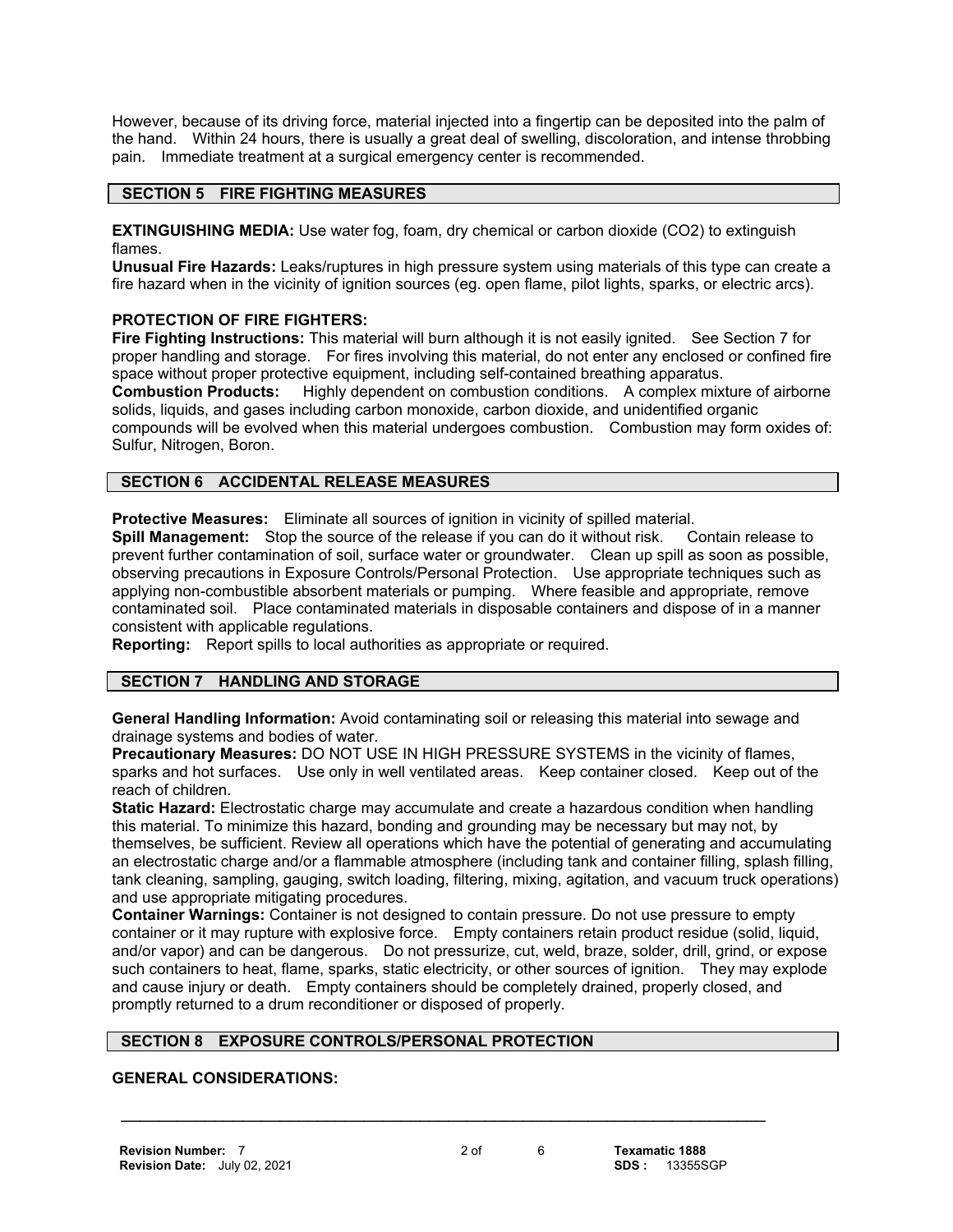However, because of its driving force, material injected into a fingertip can be deposited into the palm of the hand. Within 24 hours, there is usually a great deal of swelling, discoloration, and intense throbbing pain. Immediate treatment at a surgical emergency center is recommended.

## SECTION 5 FIRE FIGHTING MEASURES

**EXTINGUISHING MEDIA:** Use water fog, foam, dry chemical or carbon dioxide ($CO_2$) to extinguish flames.

**Unusual Fire Hazards:** Leaks/ruptures in high pressure system using materials of this type can create a fire hazard when in the vicinity of ignition sources (eg. open flame, pilot lights, sparks, or electric arcs).

**PROTECTION OF FIRE FIGHTERS:**

**Fire Fighting Instructions:** This material will burn although it is not easily ignited. See Section 7 for proper handling and storage. For fires involving this material, do not enter any enclosed or confined fire space without proper protective equipment, including self-contained breathing apparatus.

**Combustion Products:** Highly dependent on combustion conditions. A complex mixture of airborne solids, liquids, and gases including carbon monoxide, carbon dioxide, and unidentified organic compounds will be evolved when this material undergoes combustion. Combustion may form oxides of: Sulfur, Nitrogen, Boron.

## SECTION 6 ACCIDENTAL RELEASE MEASURES

**Protective Measures:** Eliminate all sources of ignition in vicinity of spilled material.

**Spill Management:** Stop the source of the release if you can do it without risk. Contain release to prevent further contamination of soil, surface water or groundwater. Clean up spill as soon as possible, observing precautions in Exposure Controls/Personal Protection. Use appropriate techniques such as applying non-combustible absorbent materials or pumping. Where feasible and appropriate, remove contaminated soil. Place contaminated materials in disposable containers and dispose of in a manner consistent with applicable regulations.

**Reporting:** Report spills to local authorities as appropriate or required.

## SECTION 7 HANDLING AND STORAGE

**General Handling Information:** Avoid contaminating soil or releasing this material into sewage and drainage systems and bodies of water.

**Precautionary Measures:** DO NOT USE IN HIGH PRESSURE SYSTEMS in the vicinity of flames, sparks and hot surfaces. Use only in well ventilated areas. Keep container closed. Keep out of the reach of children.

**Static Hazard:** Electrostatic charge may accumulate and create a hazardous condition when handling this material. To minimize this hazard, bonding and grounding may be necessary but may not, by themselves, be sufficient. Review all operations which have the potential of generating and accumulating an electrostatic charge and/or a flammable atmosphere (including tank and container filling, splash filling, tank cleaning, sampling, gauging, switch loading, filtering, mixing, agitation, and vacuum truck operations) and use appropriate mitigating procedures.

**Container Warnings:** Container is not designed to contain pressure. Do not use pressure to empty container or it may rupture with explosive force. Empty containers retain product residue (solid, liquid, and/or vapor) and can be dangerous. Do not pressurize, cut, weld, braze, solder, drill, grind, or expose such containers to heat, flame, sparks, static electricity, or other sources of ignition. They may explode and cause injury or death. Empty containers should be completely drained, properly closed, and promptly returned to a drum reconditioner or disposed of properly.

## SECTION 8 EXPOSURE CONTROLS/PERSONAL PROTECTION

**GENERAL CONSIDERATIONS:**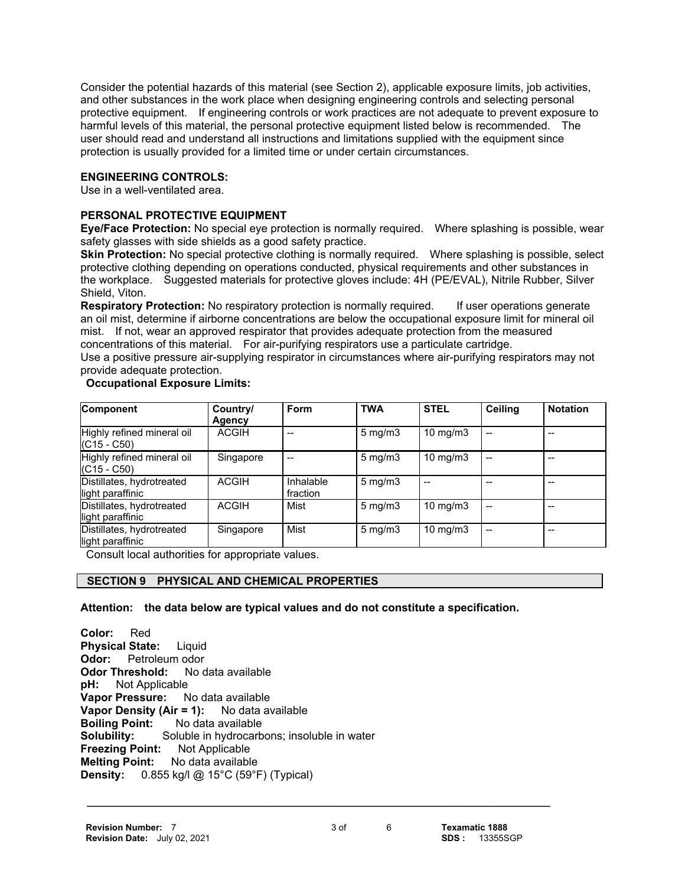Consider the potential hazards of this material (see Section 2), applicable exposure limits, job activities, and other substances in the work place when designing engineering controls and selecting personal protective equipment. If engineering controls or work practices are not adequate to prevent exposure to harmful levels of this material, the personal protective equipment listed below is recommended. The user should read and understand all instructions and limitations supplied with the equipment since protection is usually provided for a limited time or under certain circumstances.

**ENGINEERING CONTROLS:**
Use in a well-ventilated area.

**PERSONAL PROTECTIVE EQUIPMENT**
**Eye/Face Protection:** No special eye protection is normally required. Where splashing is possible, wear safety glasses with side shields as a good safety practice.
**Skin Protection:** No special protective clothing is normally required. Where splashing is possible, select protective clothing depending on operations conducted, physical requirements and other substances in the workplace. Suggested materials for protective gloves include: 4H (PE/EVAL), Nitrile Rubber, Silver Shield, Viton.
**Respiratory Protection:** No respiratory protection is normally required. If user operations generate an oil mist, determine if airborne concentrations are below the occupational exposure limit for mineral oil mist. If not, wear an approved respirator that provides adequate protection from the measured concentrations of this material. For air-purifying respirators use a particulate cartridge.
Use a positive pressure air-supplying respirator in circumstances where air-purifying respirators may not provide adequate protection.

**Occupational Exposure Limits:**

| Component | Country/ Agency | Form | TWA | STEL | Ceiling | Notation |
|---|---|---|---|---|---|---|
| Highly refined mineral oil (C15 - C50) | ACGIH | -- | 5 mg/m3 | 10 mg/m3 | -- | -- |
| Highly refined mineral oil (C15 - C50) | Singapore | -- | 5 mg/m3 | 10 mg/m3 | -- | -- |
| Distillates, hydrotreated light paraffinic | ACGIH | Inhalable fraction | 5 mg/m3 | -- | -- | -- |
| Distillates, hydrotreated light paraffinic | ACGIH | Mist | 5 mg/m3 | 10 mg/m3 | -- | -- |
| Distillates, hydrotreated light paraffinic | Singapore | Mist | 5 mg/m3 | 10 mg/m3 | -- | -- |

Consult local authorities for appropriate values.

## SECTION 9 PHYSICAL AND CHEMICAL PROPERTIES

**Attention: the data below are typical values and do not constitute a specification.**

**Color:** Red
**Physical State:** Liquid
**Odor:** Petroleum odor
**Odor Threshold:** No data available
**pH:** Not Applicable
**Vapor Pressure:** No data available
**Vapor Density (Air = 1):** No data available
**Boiling Point:** No data available
**Solubility:** Soluble in hydrocarbons; insoluble in water
**Freezing Point:** Not Applicable
**Melting Point:** No data available
**Density:** 0.855 kg/l @ 15°C (59°F) (Typical)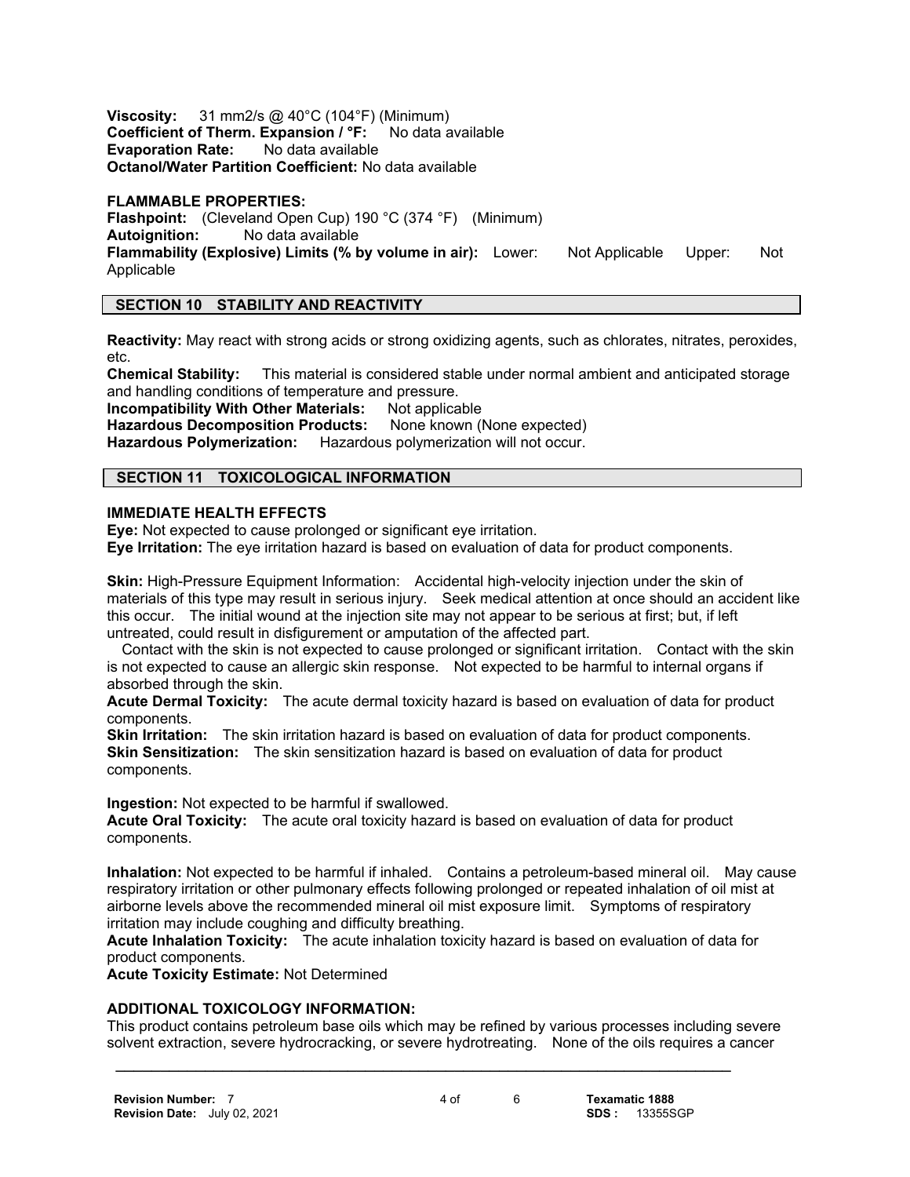**Viscosity:** 31 mm2/s @ 40°C (104°F) (Minimum)
**Coefficient of Therm. Expansion / °F:** No data available
**Evaporation Rate:** No data available
**Octanol/Water Partition Coefficient:** No data available

**FLAMMABLE PROPERTIES:**
**Flashpoint:** (Cleveland Open Cup) 190 °C (374 °F) (Minimum)
**Autoignition:** No data available
**Flammability (Explosive) Limits (% by volume in air):** Lower: Not Applicable Upper: Not Applicable

## SECTION 10 STABILITY AND REACTIVITY

**Reactivity:** May react with strong acids or strong oxidizing agents, such as chlorates, nitrates, peroxides, etc.
**Chemical Stability:** This material is considered stable under normal ambient and anticipated storage and handling conditions of temperature and pressure.
**Incompatibility With Other Materials:** Not applicable
**Hazardous Decomposition Products:** None known (None expected)
**Hazardous Polymerization:** Hazardous polymerization will not occur.

## SECTION 11 TOXICOLOGICAL INFORMATION

**IMMEDIATE HEALTH EFFECTS**
**Eye:** Not expected to cause prolonged or significant eye irritation.
**Eye Irritation:** The eye irritation hazard is based on evaluation of data for product components.

**Skin:** High-Pressure Equipment Information: Accidental high-velocity injection under the skin of materials of this type may result in serious injury. Seek medical attention at once should an accident like this occur. The initial wound at the injection site may not appear to be serious at first; but, if left untreated, could result in disfigurement or amputation of the affected part.
Contact with the skin is not expected to cause prolonged or significant irritation. Contact with the skin is not expected to cause an allergic skin response. Not expected to be harmful to internal organs if absorbed through the skin.
**Acute Dermal Toxicity:** The acute dermal toxicity hazard is based on evaluation of data for product components.
**Skin Irritation:** The skin irritation hazard is based on evaluation of data for product components.
**Skin Sensitization:** The skin sensitization hazard is based on evaluation of data for product components.

**Ingestion:** Not expected to be harmful if swallowed.
**Acute Oral Toxicity:** The acute oral toxicity hazard is based on evaluation of data for product components.

**Inhalation:** Not expected to be harmful if inhaled. Contains a petroleum-based mineral oil. May cause respiratory irritation or other pulmonary effects following prolonged or repeated inhalation of oil mist at airborne levels above the recommended mineral oil mist exposure limit. Symptoms of respiratory irritation may include coughing and difficulty breathing.
**Acute Inhalation Toxicity:** The acute inhalation toxicity hazard is based on evaluation of data for product components.
**Acute Toxicity Estimate:** Not Determined

**ADDITIONAL TOXICOLOGY INFORMATION:**
This product contains petroleum base oils which may be refined by various processes including severe solvent extraction, severe hydrocracking, or severe hydrotreating. None of the oils requires a cancer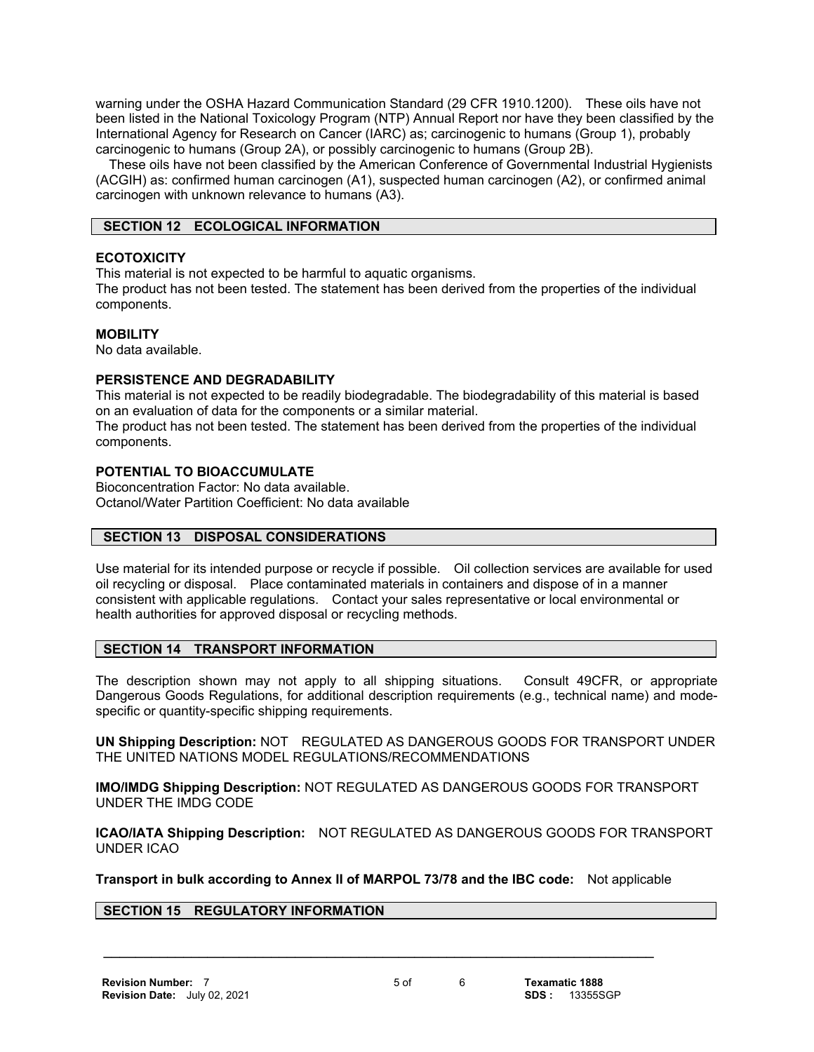warning under the OSHA Hazard Communication Standard (29 CFR 1910.1200). These oils have not been listed in the National Toxicology Program (NTP) Annual Report nor have they been classified by the International Agency for Research on Cancer (IARC) as; carcinogenic to humans (Group 1), probably carcinogenic to humans (Group 2A), or possibly carcinogenic to humans (Group 2B).

These oils have not been classified by the American Conference of Governmental Industrial Hygienists (ACGIH) as: confirmed human carcinogen (A1), suspected human carcinogen (A2), or confirmed animal carcinogen with unknown relevance to humans (A3).

## SECTION 12 ECOLOGICAL INFORMATION

**ECOTOXICITY**

This material is not expected to be harmful to aquatic organisms.
The product has not been tested. The statement has been derived from the properties of the individual components.

**MOBILITY**

No data available.

**PERSISTENCE AND DEGRADABILITY**

This material is not expected to be readily biodegradable. The biodegradability of this material is based on an evaluation of data for the components or a similar material.
The product has not been tested. The statement has been derived from the properties of the individual components.

**POTENTIAL TO BIOACCUMULATE**

Bioconcentration Factor: No data available.
Octanol/Water Partition Coefficient: No data available

## SECTION 13 DISPOSAL CONSIDERATIONS

Use material for its intended purpose or recycle if possible. Oil collection services are available for used oil recycling or disposal. Place contaminated materials in containers and dispose of in a manner consistent with applicable regulations. Contact your sales representative or local environmental or health authorities for approved disposal or recycling methods.

## SECTION 14 TRANSPORT INFORMATION

The description shown may not apply to all shipping situations. Consult 49CFR, or appropriate Dangerous Goods Regulations, for additional description requirements (e.g., technical name) and mode-specific or quantity-specific shipping requirements.

**UN Shipping Description:** NOT REGULATED AS DANGEROUS GOODS FOR TRANSPORT UNDER THE UNITED NATIONS MODEL REGULATIONS/RECOMMENDATIONS

**IMO/IMDG Shipping Description:** NOT REGULATED AS DANGEROUS GOODS FOR TRANSPORT UNDER THE IMDG CODE

**ICAO/IATA Shipping Description:** NOT REGULATED AS DANGEROUS GOODS FOR TRANSPORT UNDER ICAO

**Transport in bulk according to Annex II of MARPOL 73/78 and the IBC code:** Not applicable

## SECTION 15 REGULATORY INFORMATION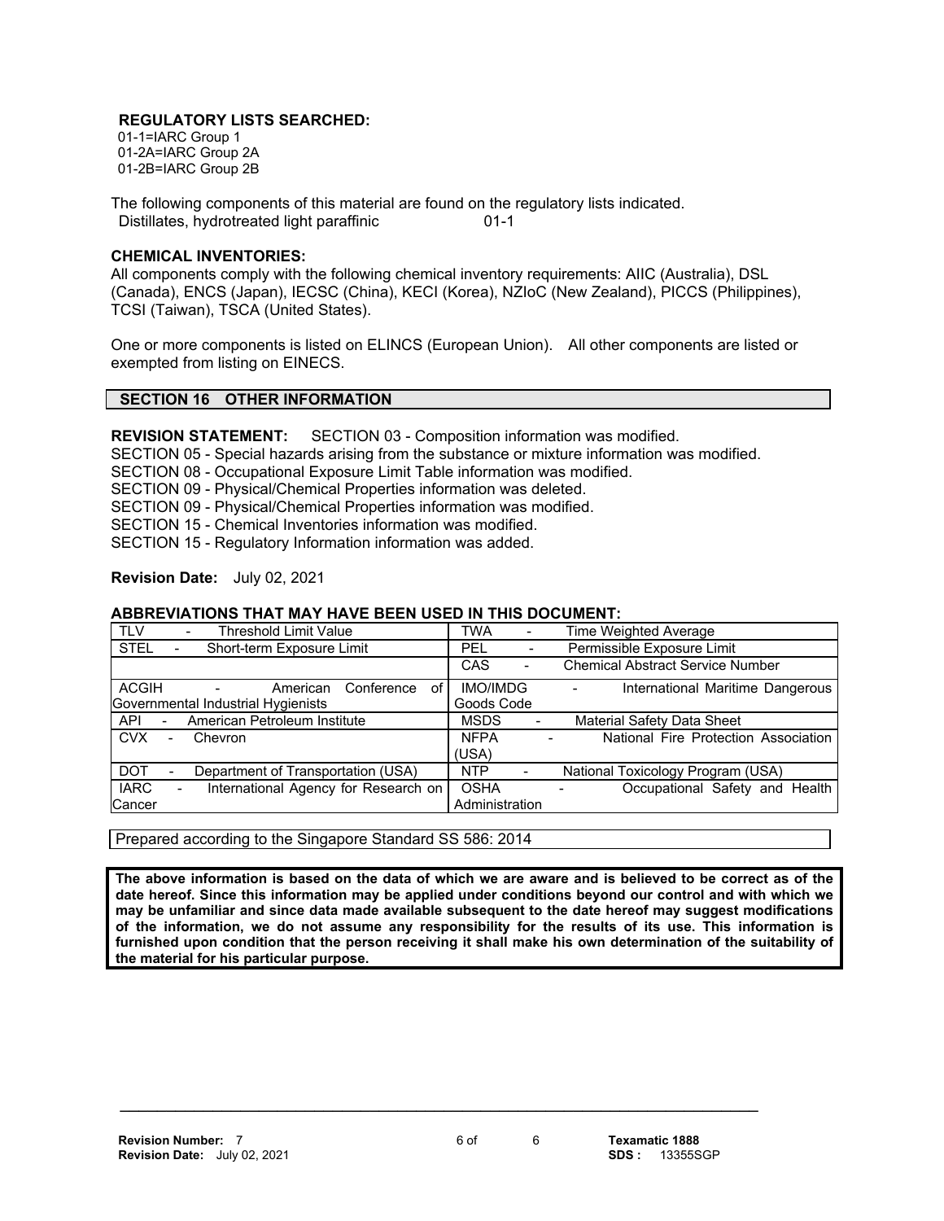**REGULATORY LISTS SEARCHED:**

01-1=IARC Group 1
01-2A=IARC Group 2A
01-2B=IARC Group 2B

The following components of this material are found on the regulatory lists indicated.

Distillates, hydrotreated light paraffinic 01-1

**CHEMICAL INVENTORIES:**

All components comply with the following chemical inventory requirements: AIIC (Australia), DSL (Canada), ENCS (Japan), IECSC (China), KECI (Korea), NZIoC (New Zealand), PICCS (Philippines), TCSI (Taiwan), TSCA (United States).

One or more components is listed on ELINCS (European Union). All other components are listed or exempted from listing on EINECS.

## SECTION 16 OTHER INFORMATION

**REVISION STATEMENT:** SECTION 03 - Composition information was modified.
SECTION 05 - Special hazards arising from the substance or mixture information was modified.
SECTION 08 - Occupational Exposure Limit Table information was modified.
SECTION 09 - Physical/Chemical Properties information was deleted.
SECTION 09 - Physical/Chemical Properties information was modified.
SECTION 15 - Chemical Inventories information was modified.
SECTION 15 - Regulatory Information information was added.

**Revision Date:** July 02, 2021

**ABBREVIATIONS THAT MAY HAVE BEEN USED IN THIS DOCUMENT:**

| | |
|---|---|
| TLV - Threshold Limit Value | TWA - Time Weighted Average |
| STEL - Short-term Exposure Limit | PEL - Permissible Exposure Limit |
| | CAS - Chemical Abstract Service Number |
| ACGIH - American Conference of Governmental Industrial Hygienists | IMO/IMDG - International Maritime Dangerous Goods Code |
| API - American Petroleum Institute | MSDS - Material Safety Data Sheet |
| CVX - Chevron | NFPA - National Fire Protection Association (USA) |
| DOT - Department of Transportation (USA) | NTP - National Toxicology Program (USA) |
| IARC - International Agency for Research on Cancer | OSHA - Occupational Safety and Health Administration |

Prepared according to the Singapore Standard SS 586: 2014

**The above information is based on the data of which we are aware and is believed to be correct as of the date hereof. Since this information may be applied under conditions beyond our control and with which we may be unfamiliar and since data made available subsequent to the date hereof may suggest modifications of the information, we do not assume any responsibility for the results of its use. This information is furnished upon condition that the person receiving it shall make his own determination of the suitability of the material for his particular purpose.**